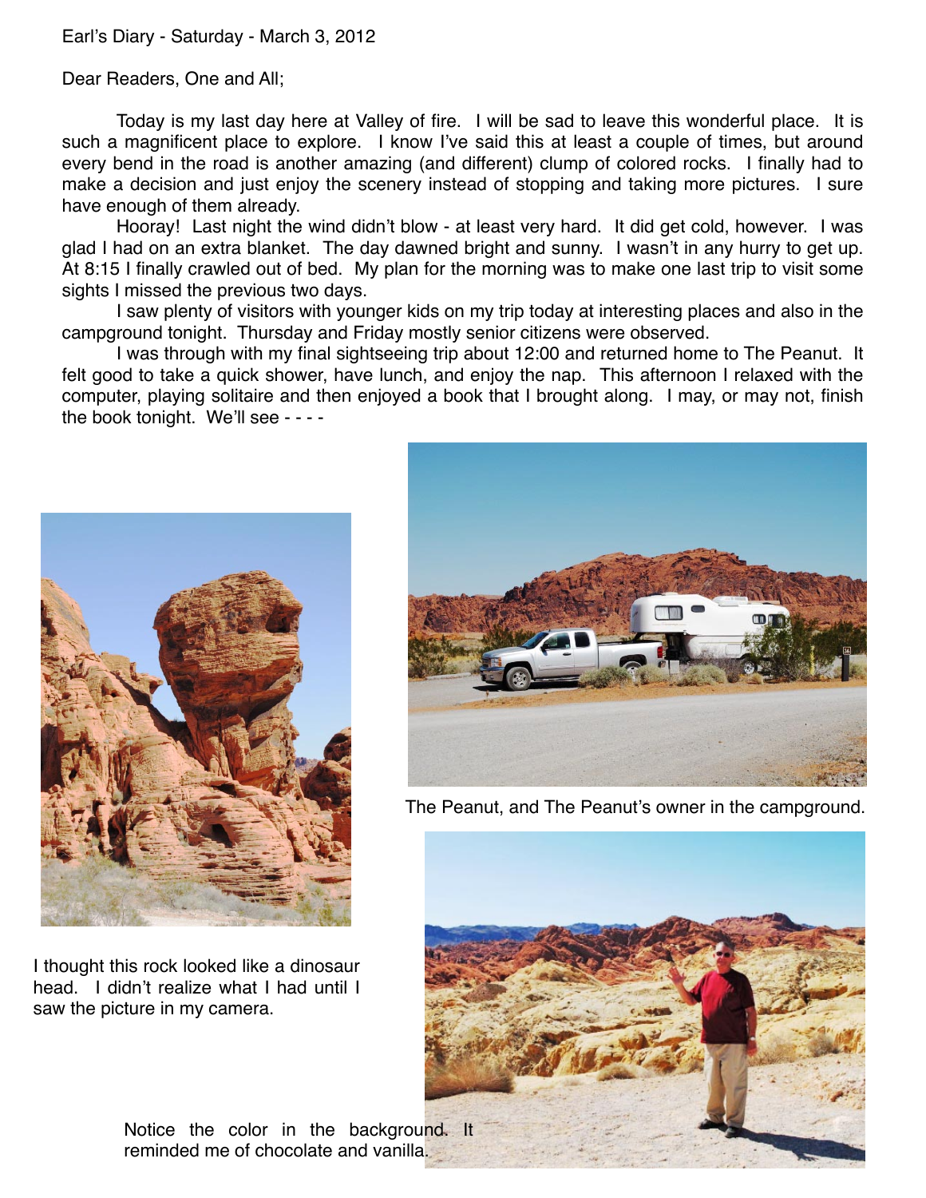Earl's Diary - Saturday - March 3, 2012

Dear Readers, One and All;

Today is my last day here at Valley of fire. I will be sad to leave this wonderful place. It is such a magnificent place to explore. I know I've said this at least a couple of times, but around every bend in the road is another amazing (and different) clump of colored rocks. I finally had to make a decision and just enjoy the scenery instead of stopping and taking more pictures. I sure have enough of them already.

Hooray! Last night the wind didn't blow - at least very hard. It did get cold, however. I was glad I had on an extra blanket. The day dawned bright and sunny. I wasn't in any hurry to get up. At 8:15 I finally crawled out of bed. My plan for the morning was to make one last trip to visit some sights I missed the previous two days.

I saw plenty of visitors with younger kids on my trip today at interesting places and also in the campground tonight. Thursday and Friday mostly senior citizens were observed.

I was through with my final sightseeing trip about 12:00 and returned home to The Peanut. It felt good to take a quick shower, have lunch, and enjoy the nap. This afternoon I relaxed with the computer, playing solitaire and then enjoyed a book that I brought along. I may, or may not, finish the book tonight. We'll see - - - -

The Peanut, and The Peanut's owner in the campground.

I thought this rock looked like a dinosaur head. I didn't realize what I had until I saw the picture in my camera.

Notice the color in the background. It reminded me of chocolate and vanilla.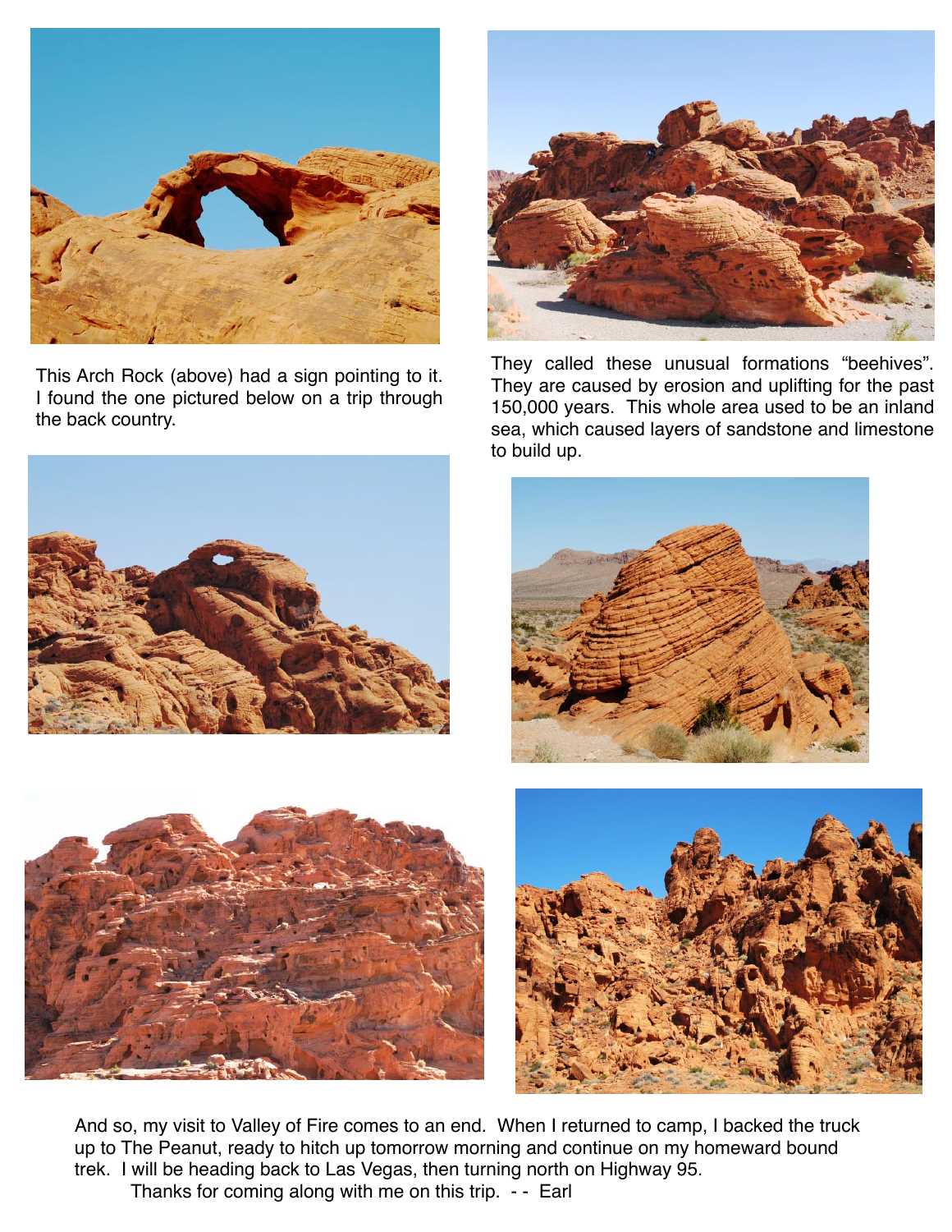This Arch Rock (above) had a sign pointing to it. I found the one pictured below on a trip through the back country.

They called these unusual formations "beehives". They are caused by erosion and uplifting for the past 150,000 years. This whole area used to be an inland sea, which caused layers of sandstone and limestone to build up.

And so, my visit to Valley of Fire comes to an end. When I returned to camp, I backed the truck up to The Peanut, ready to hitch up tomorrow morning and continue on my homeward bound trek. I will be heading back to Las Vegas, then turning north on Highway 95.

Thanks for coming along with me on this trip. - - Earl